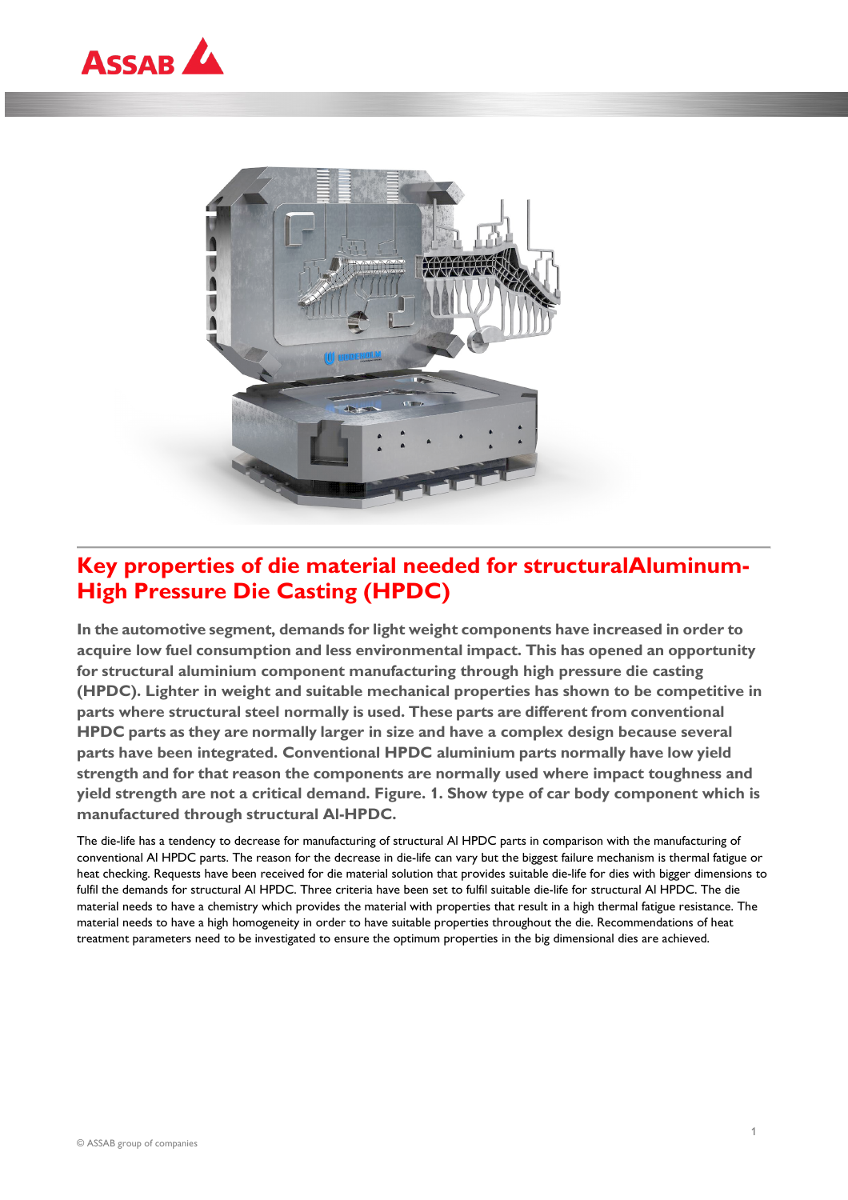# Key properties of die material needed for structuralAluminum-High Pressure Die Casting (HPDC)

**In the automotive segment, demands for light weight components have increased in order to acquire low fuel consumption and less environmental impact. This has opened an opportunity for structural aluminium component manufacturing through high pressure die casting (HPDC). Lighter in weight and suitable mechanical properties has shown to be competitive in parts where structural steel normally is used. These parts are different from conventional HPDC parts as they are normally larger in size and have a complex design because several parts have been integrated. Conventional HPDC aluminium parts normally have low yield strength and for that reason the components are normally used where impact toughness and yield strength are not a critical demand. Figure. 1. Show type of car body component which is manufactured through structural Al-HPDC.**

The die-life has a tendency to decrease for manufacturing of structural Al HPDC parts in comparison with the manufacturing of conventional Al HPDC parts. The reason for the decrease in die-life can vary but the biggest failure mechanism is thermal fatigue or heat checking. Requests have been received for die material solution that provides suitable die-life for dies with bigger dimensions to fulfil the demands for structural Al HPDC. Three criteria have been set to fulfil suitable die-life for structural Al HPDC. The die material needs to have a chemistry which provides the material with properties that result in a high thermal fatigue resistance. The material needs to have a high homogeneity in order to have suitable properties throughout the die. Recommendations of heat treatment parameters need to be investigated to ensure the optimum properties in the big dimensional dies are achieved.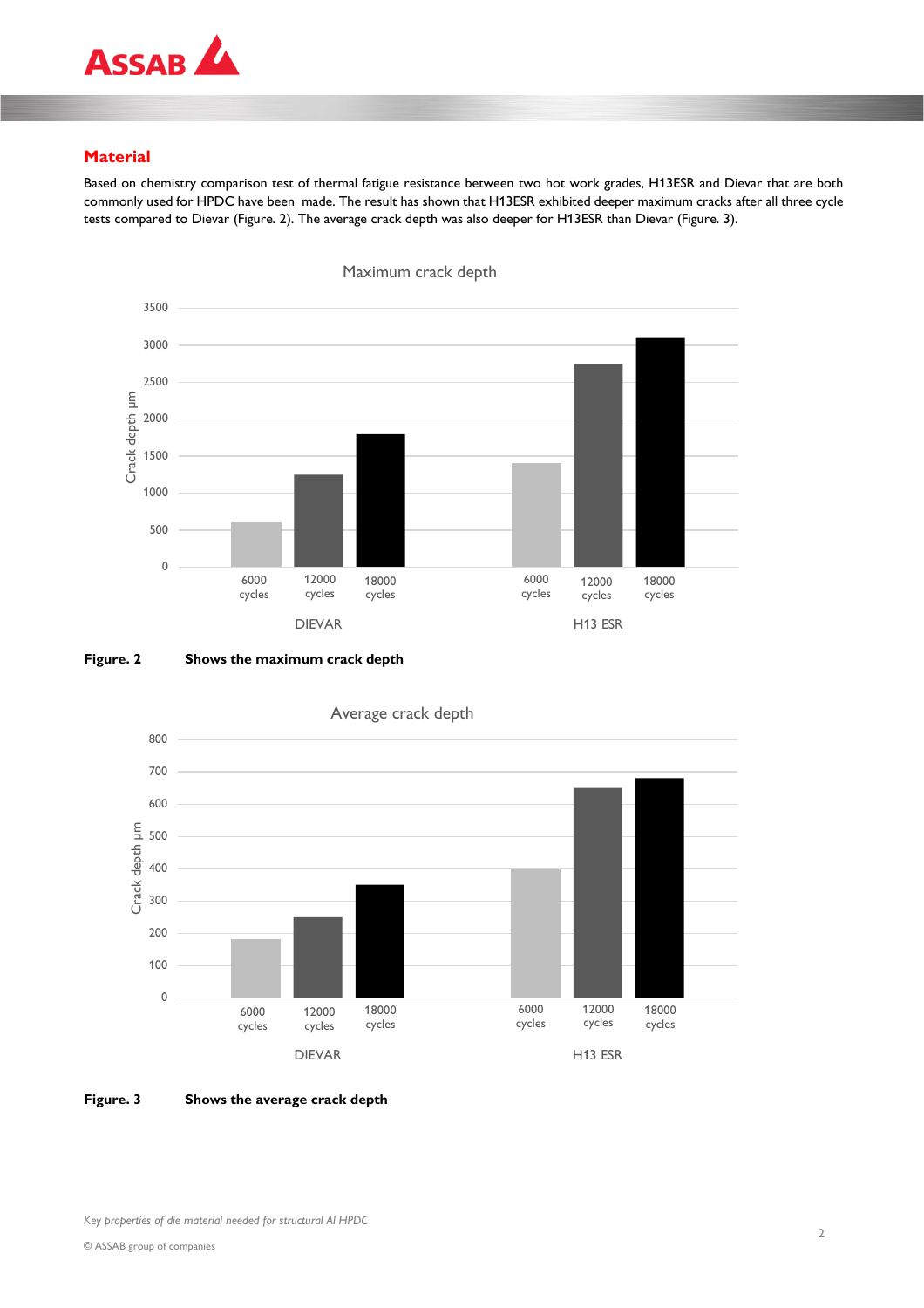## Material

Based on chemistry comparison test of thermal fatigue resistance between two hot work grades, H13ESR and Dievar that are both commonly used for HPDC have been made. The result has shown that H13ESR exhibited deeper maximum cracks after all three cycle tests compared to Dievar (Figure. 2). The average crack depth was also deeper for H13ESR than Dievar (Figure. 3).

**Figure. 2** **Shows the maximum crack depth**

**Figure. 3** **Shows the average crack depth**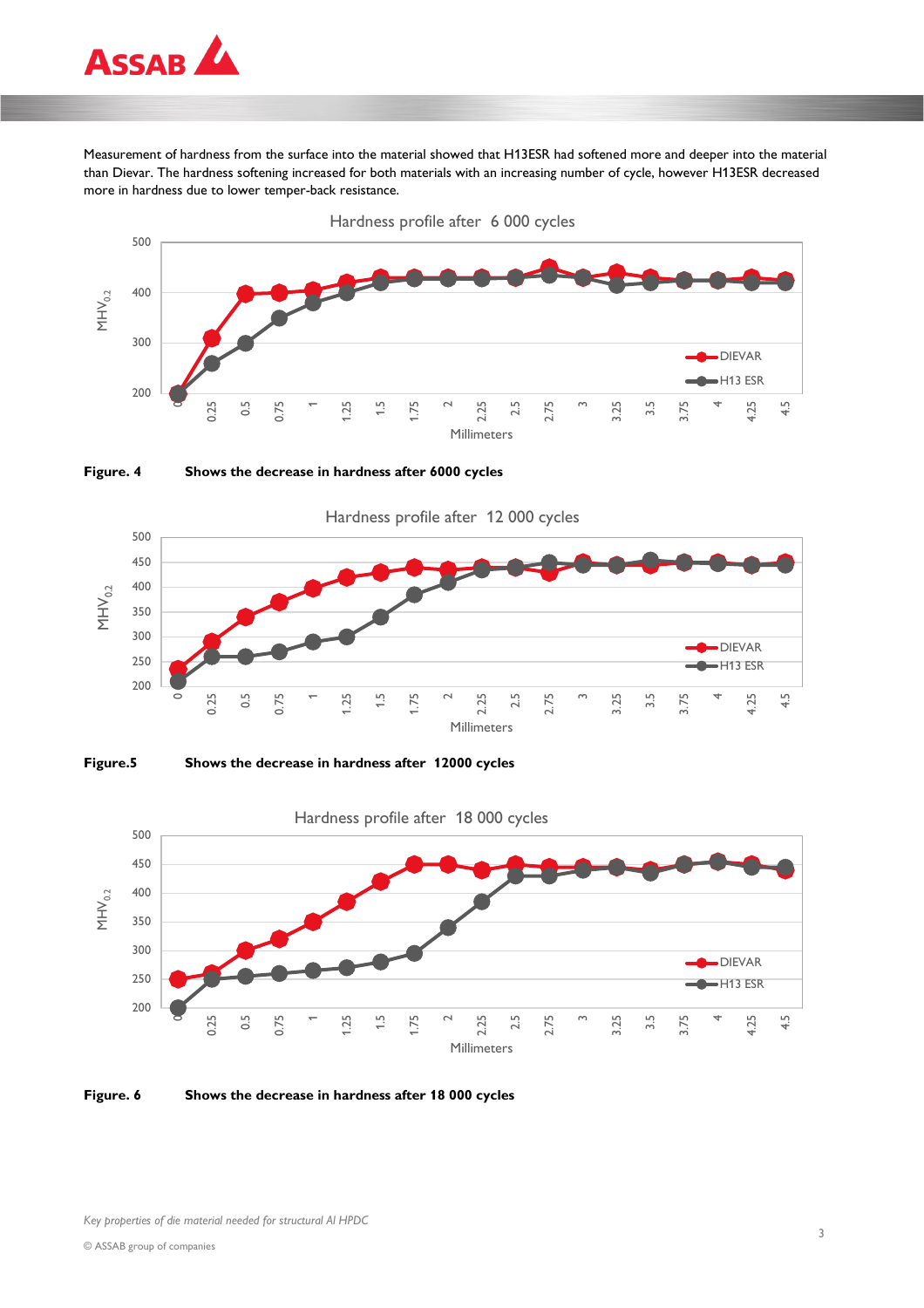Measurement of hardness from the surface into the material showed that H13ESR had softened more and deeper into the material than Dievar. The hardness softening increased for both materials with an increasing number of cycle, however H13ESR decreased more in hardness due to lower temper-back resistance.

**Figure. 4** Shows the decrease in hardness after 6000 cycles

**Figure.5** Shows the decrease in hardness after 12000 cycles

**Figure. 6** Shows the decrease in hardness after 18 000 cycles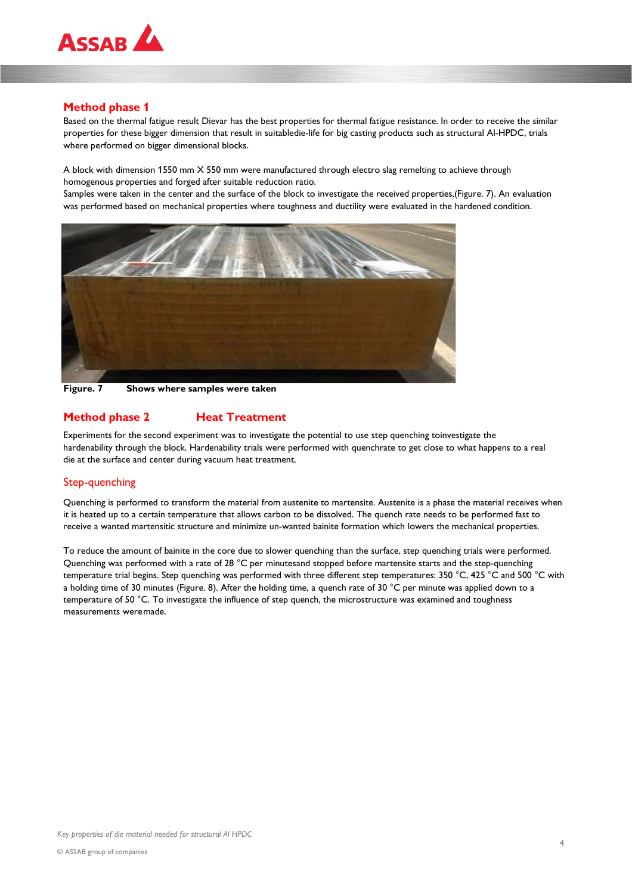## Method phase 1

Based on the thermal fatigue result Dievar has the best properties for thermal fatigue resistance. In order to receive the similar properties for these bigger dimension that result in suitabledie-life for big casting products such as structural Al-HPDC, trials where performed on bigger dimensional blocks.

A block with dimension 1550 mm X 550 mm were manufactured through electro slag remelting to achieve through homogenous properties and forged after suitable reduction ratio.
Samples were taken in the center and the surface of the block to investigate the received properties,(Figure. 7). An evaluation was performed based on mechanical properties where toughness and ductility were evaluated in the hardened condition.

**Figure. 7 Shows where samples were taken**

## Method phase 2 Heat Treatment

Experiments for the second experiment was to investigate the potential to use step quenching toinvestigate the hardenability through the block. Hardenability trials were performed with quenchrate to get close to what happens to a real die at the surface and center during vacuum heat treatment.

### Step-quenching

Quenching is performed to transform the material from austenite to martensite. Austenite is a phase the material receives when it is heated up to a certain temperature that allows carbon to be dissolved. The quench rate needs to be performed fast to receive a wanted martensitic structure and minimize un-wanted bainite formation which lowers the mechanical properties.

To reduce the amount of bainite in the core due to slower quenching than the surface, step quenching trials were performed. Quenching was performed with a rate of 28 °C per minutesand stopped before martensite starts and the step-quenching temperature trial begins. Step quenching was performed with three different step temperatures: 350 °C, 425 °C and 500 °C with a holding time of 30 minutes (Figure. 8). After the holding time, a quench rate of 30 °C per minute was applied down to a temperature of 50 °C. To investigate the influence of step quench, the microstructure was examined and toughness measurements weremade.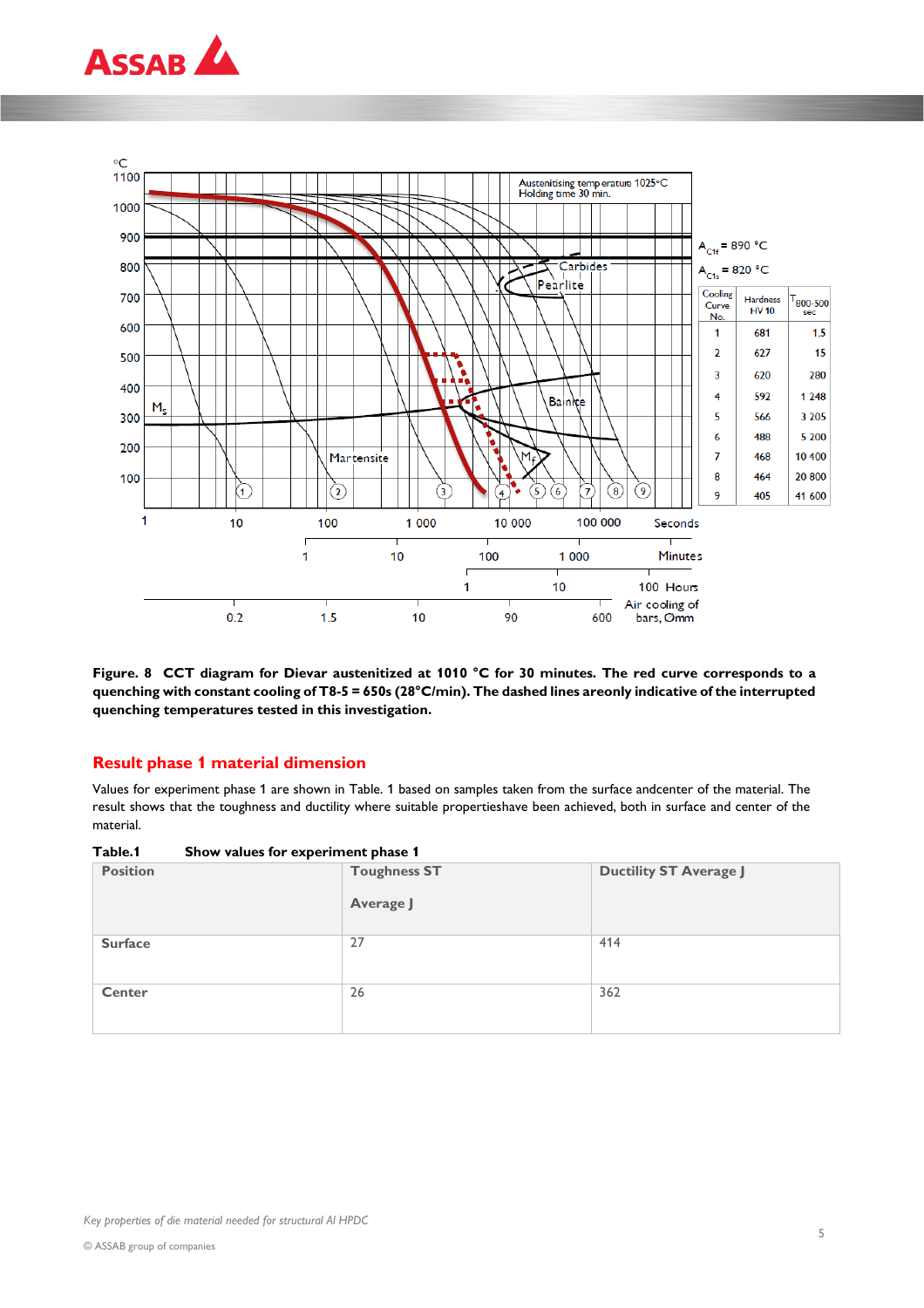**Figure. 8 CCT diagram for Dievar austenitized at 1010 °C for 30 minutes. The red curve corresponds to a quenching with constant cooling of T8-5 = 650s (28°C/min). The dashed lines areonly indicative of the interrupted quenching temperatures tested in this investigation.**

## Result phase 1 material dimension

Values for experiment phase 1 are shown in Table. 1 based on samples taken from the surface andcenter of the material. The result shows that the toughness and ductility where suitable propertieshave been achieved, both in surface and center of the material.

**Table.1 Show values for experiment phase 1**

| Position | Toughness ST Average J | Ductility ST Average J |
|---|---|---|
| **Surface** | 27 | 414 |
| **Center** | 26 | 362 |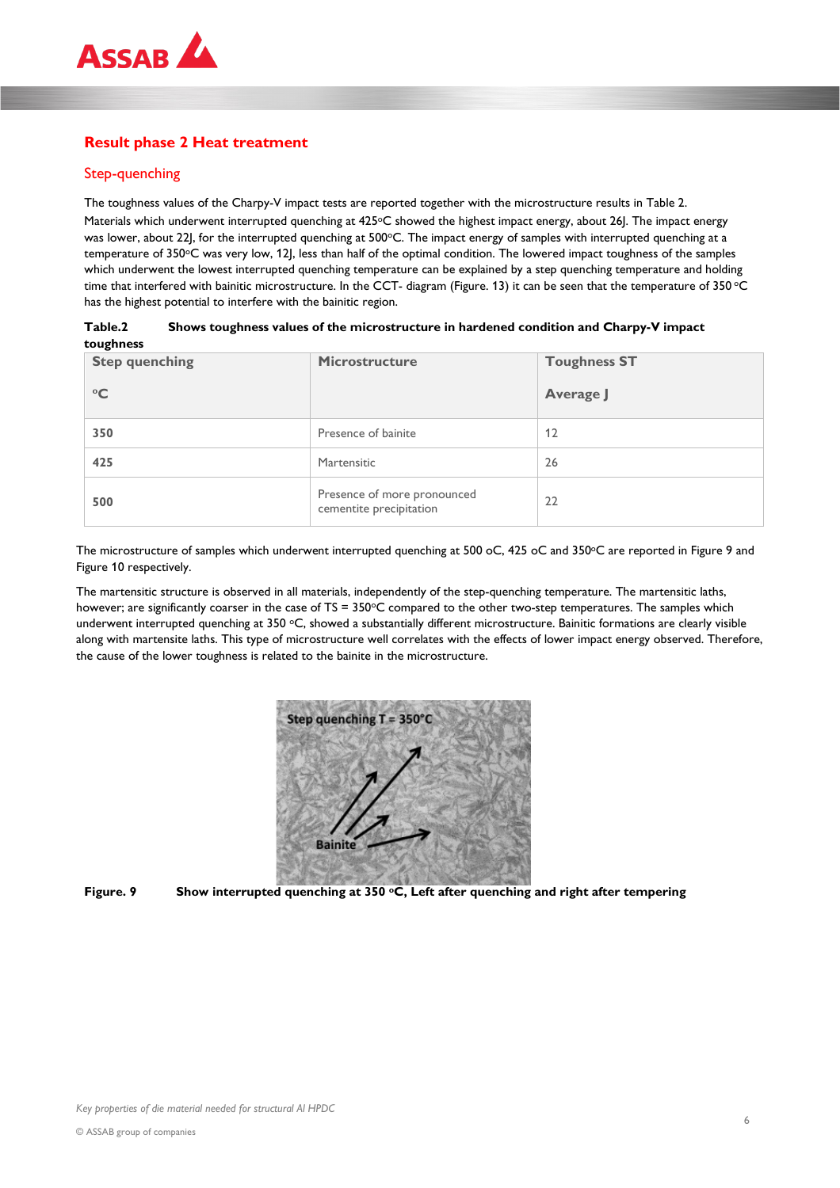## Result phase 2 Heat treatment

### Step-quenching

The toughness values of the Charpy-V impact tests are reported together with the microstructure results in Table 2. Materials which underwent interrupted quenching at 425°C showed the highest impact energy, about 26J. The impact energy was lower, about 22J, for the interrupted quenching at 500°C. The impact energy of samples with interrupted quenching at a temperature of 350°C was very low, 12J, less than half of the optimal condition. The lowered impact toughness of the samples which underwent the lowest interrupted quenching temperature can be explained by a step quenching temperature and holding time that interfered with bainitic microstructure. In the CCT- diagram (Figure. 13) it can be seen that the temperature of 350 °C has the highest potential to interfere with the bainitic region.

**Table.2 Shows toughness values of the microstructure in hardened condition and Charpy-V impact toughness**

| Step quenching °C | Microstructure | Toughness ST Average J |
|---|---|---|
| **350** | Presence of bainite | 12 |
| **425** | Martensitic | 26 |
| **500** | Presence of more pronounced cementite precipitation | 22 |

The microstructure of samples which underwent interrupted quenching at 500 oC, 425 oC and 350°C are reported in Figure 9 and Figure 10 respectively.

The martensitic structure is observed in all materials, independently of the step-quenching temperature. The martensitic laths, however; are significantly coarser in the case of TS = 350°C compared to the other two-step temperatures. The samples which underwent interrupted quenching at 350 °C, showed a substantially different microstructure. Bainitic formations are clearly visible along with martensite laths. This type of microstructure well correlates with the effects of lower impact energy observed. Therefore, the cause of the lower toughness is related to the bainite in the microstructure.

**Figure. 9 Show interrupted quenching at 350 °C, Left after quenching and right after tempering**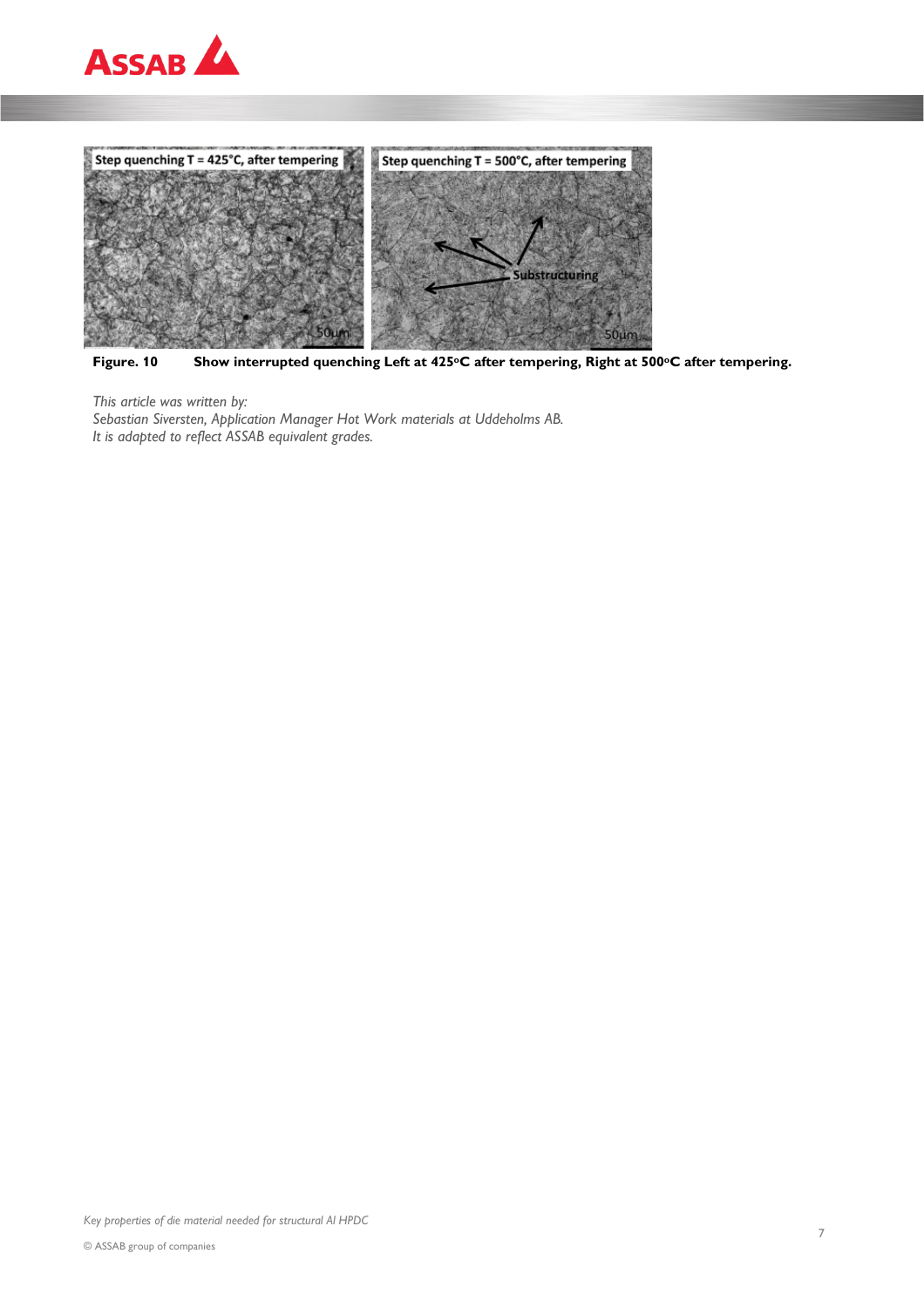Step quenching T = 425°C, after tempering

50µm

Step quenching T = 500°C, after tempering

Substructuring

50µm

**Figure. 10** **Show interrupted quenching Left at 425°C after tempering, Right at 500°C after tempering.**

*This article was written by:*
*Sebastian Siversten, Application Manager Hot Work materials at Uddeholms AB.*
*It is adapted to reflect ASSAB equivalent grades.*